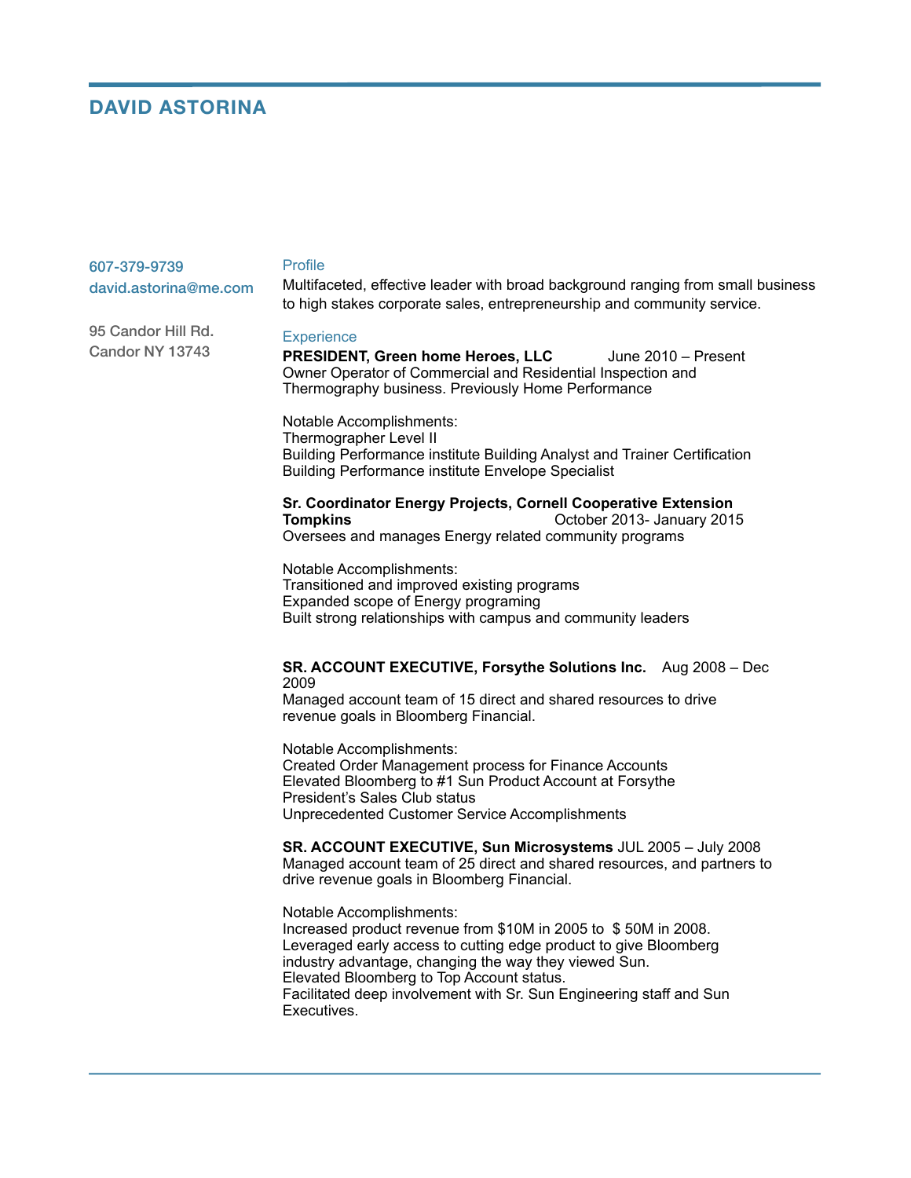# DAVID ASTORINA

607-379-9739
david.astorina@me.com

95 Candor Hill Rd.
Candor NY 13743

## Profile

Multifaceted, effective leader with broad background ranging from small business to high stakes corporate sales, entrepreneurship and community service.

## Experience

**PRESIDENT, Green home Heroes, LLC** June 2010 – Present
Owner Operator of Commercial and Residential Inspection and Thermography business. Previously Home Performance

Notable Accomplishments:
Thermographer Level II
Building Performance institute Building Analyst and Trainer Certification
Building Performance institute Envelope Specialist

**Sr. Coordinator Energy Projects, Cornell Cooperative Extension Tompkins** October 2013- January 2015
Oversees and manages Energy related community programs

Notable Accomplishments:
Transitioned and improved existing programs
Expanded scope of Energy programing
Built strong relationships with campus and community leaders

**SR. ACCOUNT EXECUTIVE, Forsythe Solutions Inc.** Aug 2008 – Dec 2009
Managed account team of 15 direct and shared resources to drive revenue goals in Bloomberg Financial.

Notable Accomplishments:
Created Order Management process for Finance Accounts
Elevated Bloomberg to #1 Sun Product Account at Forsythe
President's Sales Club status
Unprecedented Customer Service Accomplishments

**SR. ACCOUNT EXECUTIVE, Sun Microsystems** JUL 2005 – July 2008
Managed account team of 25 direct and shared resources, and partners to drive revenue goals in Bloomberg Financial.

Notable Accomplishments:
Increased product revenue from $10M in 2005 to $ 50M in 2008.
Leveraged early access to cutting edge product to give Bloomberg industry advantage, changing the way they viewed Sun.
Elevated Bloomberg to Top Account status.
Facilitated deep involvement with Sr. Sun Engineering staff and Sun Executives.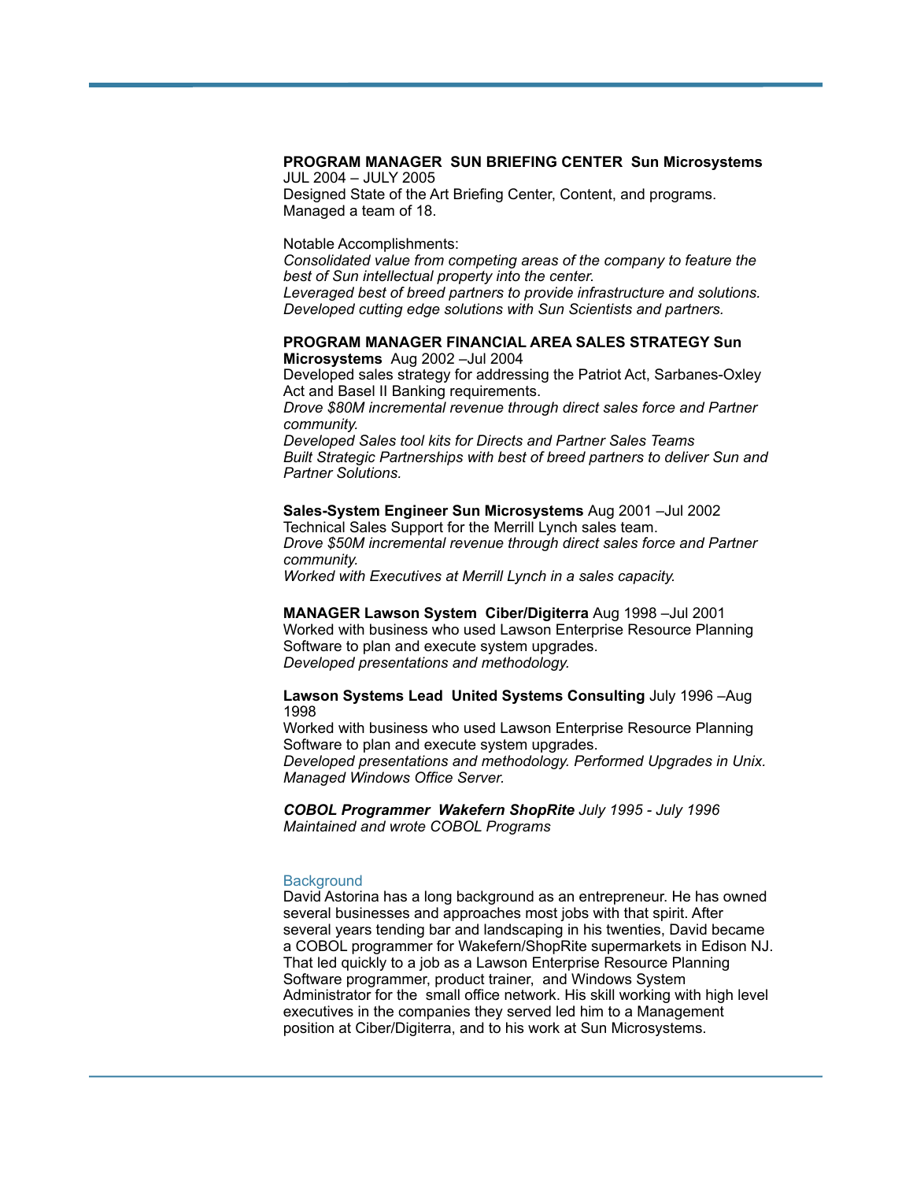**PROGRAM MANAGER  SUN BRIEFING CENTER  Sun Microsystems**
JUL 2004 – JULY 2005
Designed State of the Art Briefing Center, Content, and programs.
Managed a team of 18.

Notable Accomplishments:
*Consolidated value from competing areas of the company to feature the best of Sun intellectual property into the center.*
*Leveraged best of breed partners to provide infrastructure and solutions.*
*Developed cutting edge solutions with Sun Scientists and partners.*

**PROGRAM MANAGER FINANCIAL AREA SALES STRATEGY Sun Microsystems**  Aug 2002 –Jul 2004
Developed sales strategy for addressing the Patriot Act, Sarbanes-Oxley Act and Basel II Banking requirements.
*Drove $80M incremental revenue through direct sales force and Partner community.*
*Developed Sales tool kits for Directs and Partner Sales Teams*
*Built Strategic Partnerships with best of breed partners to deliver Sun and Partner Solutions.*

**Sales-System Engineer Sun Microsystems** Aug 2001 –Jul 2002
Technical Sales Support for the Merrill Lynch sales team.
*Drove $50M incremental revenue through direct sales force and Partner community.*
*Worked with Executives at Merrill Lynch in a sales capacity.*

**MANAGER Lawson System  Ciber/Digiterra** Aug 1998 –Jul 2001
Worked with business who used Lawson Enterprise Resource Planning Software to plan and execute system upgrades.
*Developed presentations and methodology.*

**Lawson Systems Lead  United Systems Consulting** July 1996 –Aug 1998
Worked with business who used Lawson Enterprise Resource Planning Software to plan and execute system upgrades.
*Developed presentations and methodology. Performed Upgrades in Unix. Managed Windows Office Server.*

***COBOL Programmer  Wakefern ShopRite*** *July 1995 - July 1996*
*Maintained and wrote COBOL Programs*

## Background

David Astorina has a long background as an entrepreneur. He has owned several businesses and approaches most jobs with that spirit. After several years tending bar and landscaping in his twenties, David became a COBOL programmer for Wakefern/ShopRite supermarkets in Edison NJ. That led quickly to a job as a Lawson Enterprise Resource Planning Software programmer, product trainer,  and Windows System Administrator for the  small office network. His skill working with high level executives in the companies they served led him to a Management position at Ciber/Digiterra, and to his work at Sun Microsystems.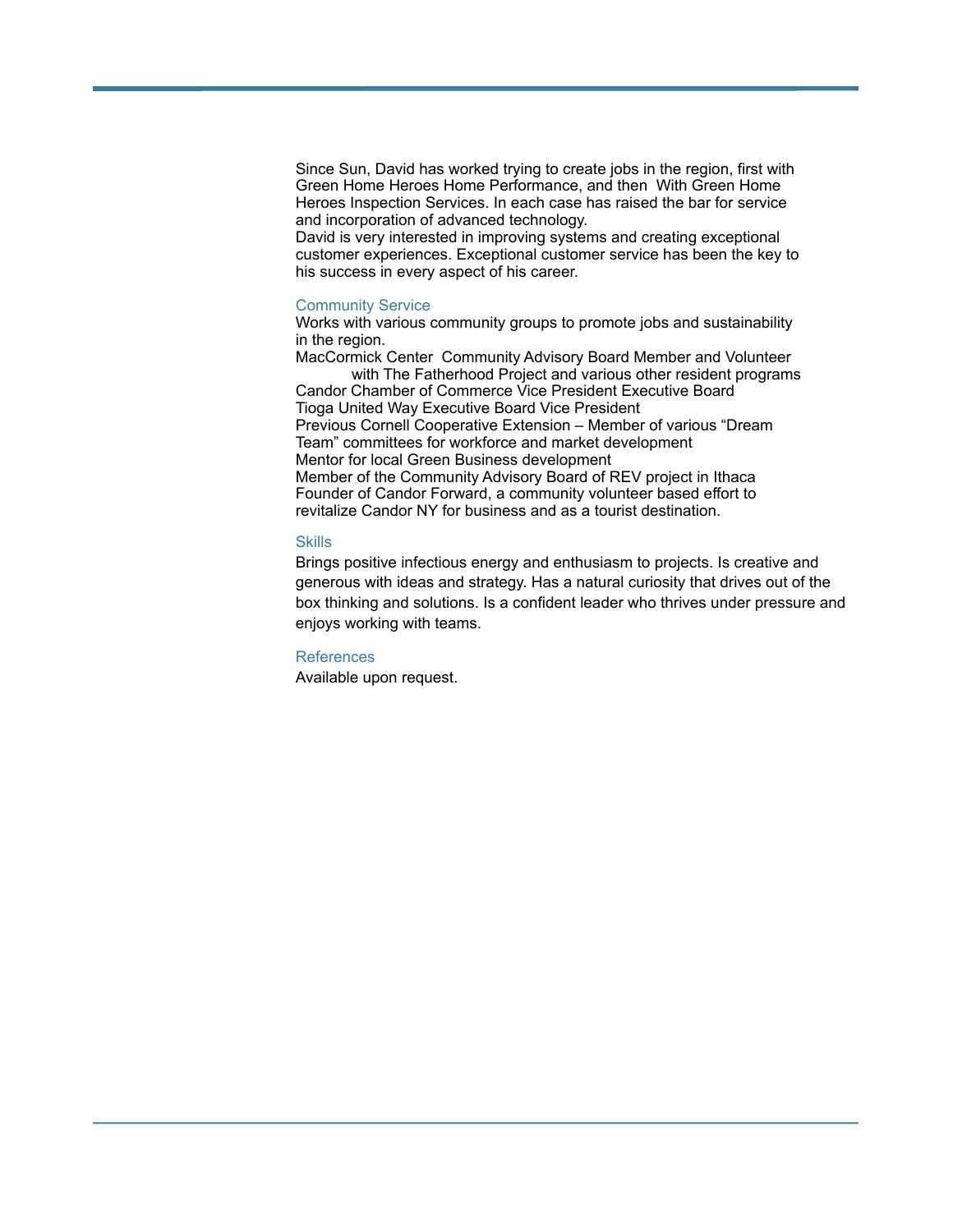Since Sun, David has worked trying to create jobs in the region, first with Green Home Heroes Home Performance, and then With Green Home Heroes Inspection Services. In each case has raised the bar for service and incorporation of advanced technology.

David is very interested in improving systems and creating exceptional customer experiences. Exceptional customer service has been the key to his success in every aspect of his career.

## Community Service

Works with various community groups to promote jobs and sustainability in the region.

MacCormick Center Community Advisory Board Member and Volunteer with The Fatherhood Project and various other resident programs

Candor Chamber of Commerce Vice President Executive Board

Tioga United Way Executive Board Vice President

Previous Cornell Cooperative Extension – Member of various "Dream Team" committees for workforce and market development

Mentor for local Green Business development

Member of the Community Advisory Board of REV project in Ithaca

Founder of Candor Forward, a community volunteer based effort to revitalize Candor NY for business and as a tourist destination.

## Skills

Brings positive infectious energy and enthusiasm to projects. Is creative and generous with ideas and strategy. Has a natural curiosity that drives out of the box thinking and solutions. Is a confident leader who thrives under pressure and enjoys working with teams.

## References

Available upon request.